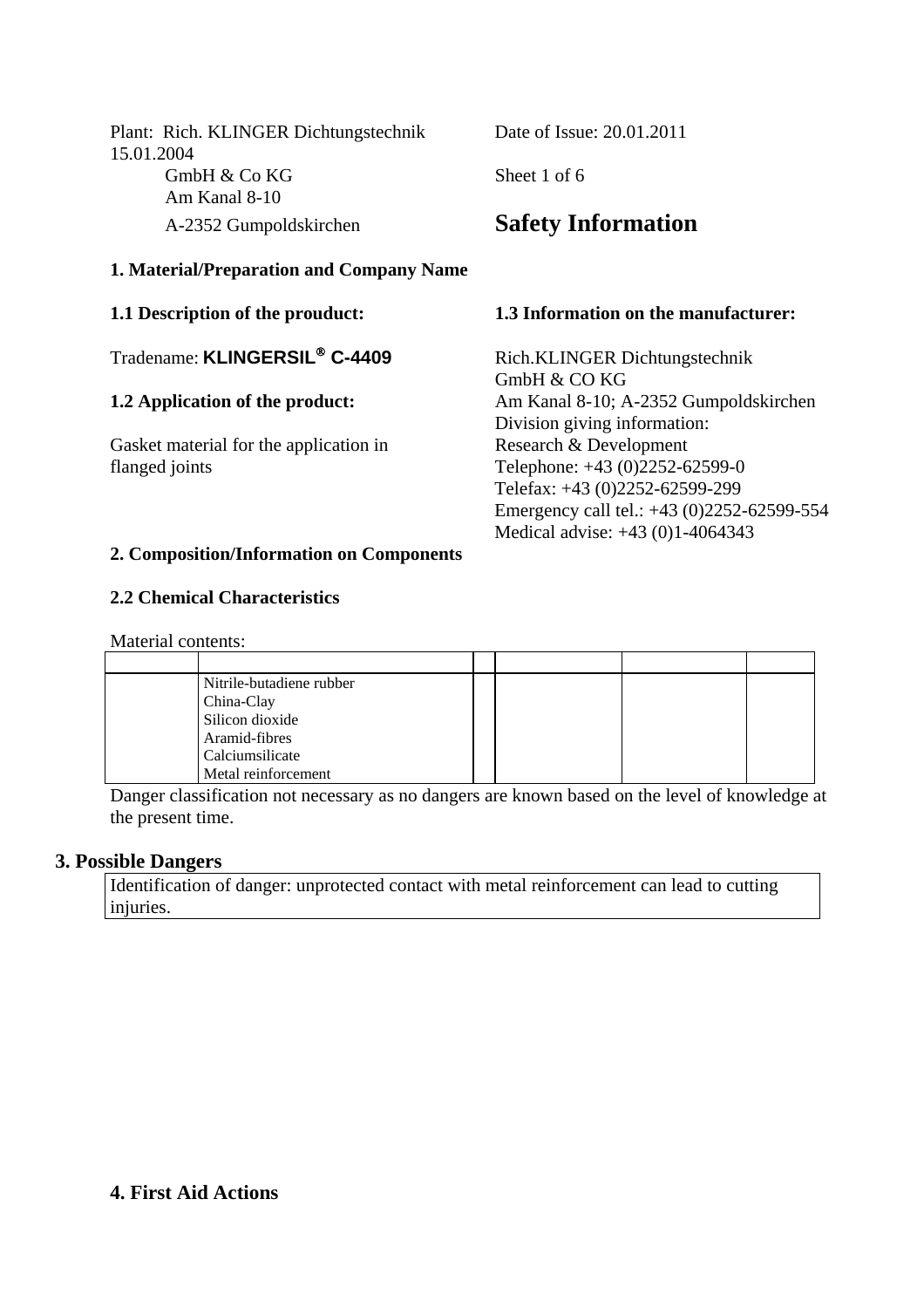Plant: Rich. KLINGER Dichtungstechnik 15.01.2004
GmbH & Co KG
Am Kanal 8-10
A-2352 Gumpoldskirchen

Date of Issue: 20.01.2011

# Safety Information

## 1. Material/Preparation and Company Name

### 1.1 Description of the prouduct:

Tradename: **KLINGERSIL® C-4409**

### 1.2 Application of the product:

Gasket material for the application in flanged joints

### 1.3 Information on the manufacturer:

Rich.KLINGER Dichtungstechnik
GmbH & CO KG
Am Kanal 8-10; A-2352 Gumpoldskirchen
Division giving information:
Research & Development
Telephone: +43 (0)2252-62599-0
Telefax: +43 (0)2252-62599-299
Emergency call tel.: +43 (0)2252-62599-554
Medical advise: +43 (0)1-4064343

## 2. Composition/Information on Components

### 2.2 Chemical Characteristics

Material contents:

| | | | | | |
|---|---|---|---|---|---|
| | Nitrile-butadiene rubber<br>China-Clay<br>Silicon dioxide<br>Aramid-fibres<br>Calciumsilicate<br>Metal reinforcement | | | | |

Danger classification not necessary as no dangers are known based on the level of knowledge at the present time.

## 3. Possible Dangers

Identification of danger: unprotected contact with metal reinforcement can lead to cutting injuries.

## 4. First Aid Actions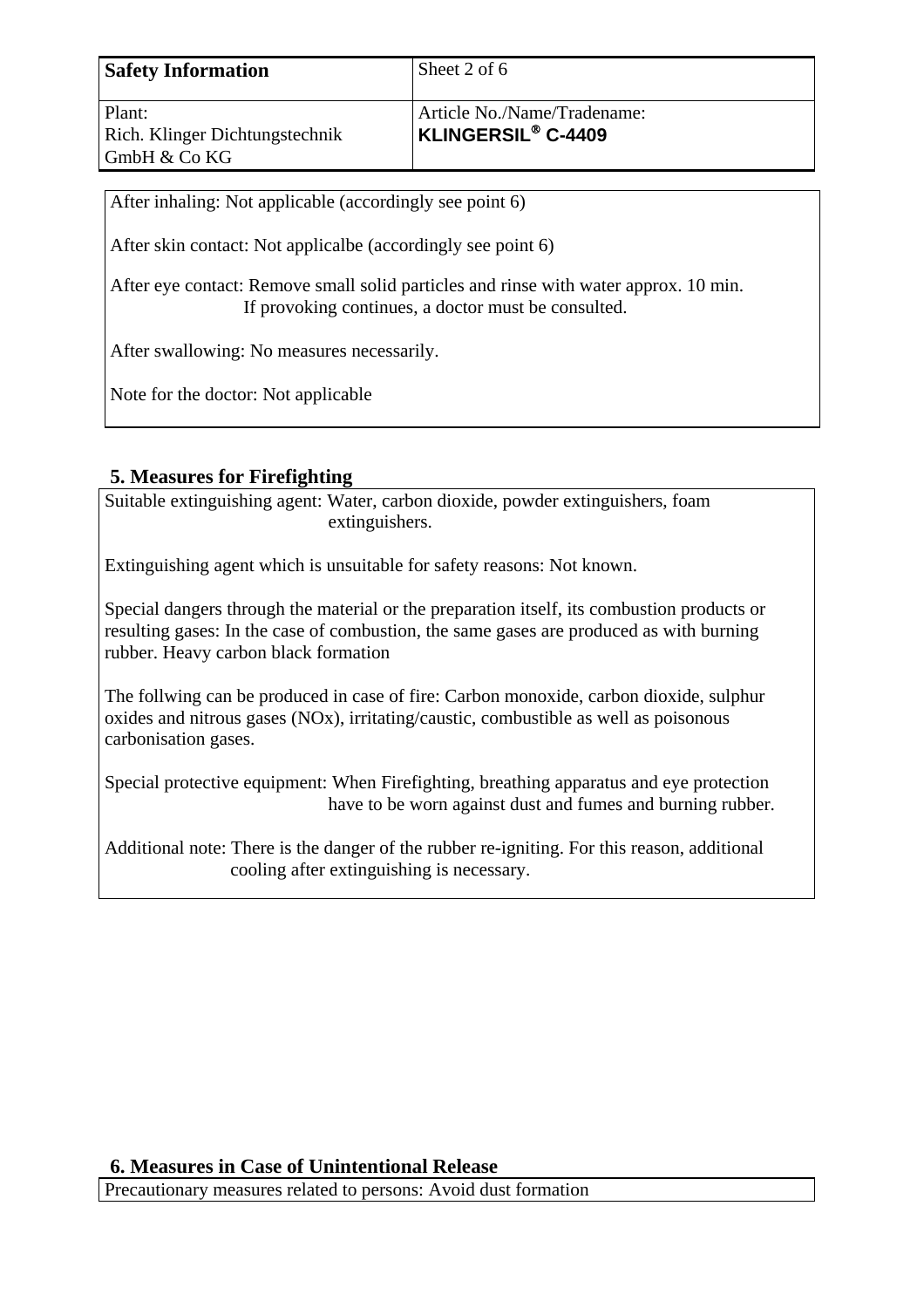After inhaling: Not applicable (accordingly see point 6)

After skin contact: Not applicalbe (accordingly see point 6)

After eye contact: Remove small solid particles and rinse with water approx. 10 min. If provoking continues, a doctor must be consulted.

After swallowing: No measures necessarily.

Note for the doctor: Not applicable

## 5. Measures for Firefighting

Suitable extinguishing agent: Water, carbon dioxide, powder extinguishers, foam extinguishers.

Extinguishing agent which is unsuitable for safety reasons: Not known.

Special dangers through the material or the preparation itself, its combustion products or resulting gases: In the case of combustion, the same gases are produced as with burning rubber. Heavy carbon black formation

The follwing can be produced in case of fire: Carbon monoxide, carbon dioxide, sulphur oxides and nitrous gases (NOx), irritating/caustic, combustible as well as poisonous carbonisation gases.

Special protective equipment: When Firefighting, breathing apparatus and eye protection have to be worn against dust and fumes and burning rubber.

Additional note: There is the danger of the rubber re-igniting. For this reason, additional cooling after extinguishing is necessary.

## 6. Measures in Case of Unintentional Release

Precautionary measures related to persons: Avoid dust formation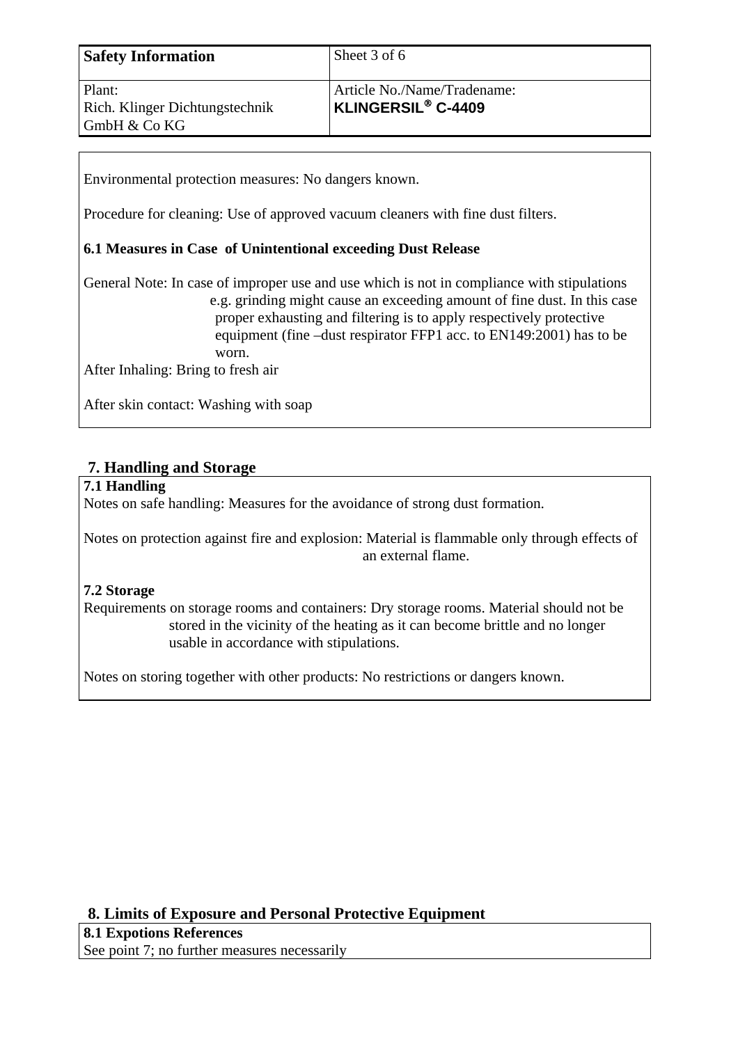| Safety Information | Sheet 3 of 6 |
|---|---|
| Plant:<br>Rich. Klinger Dichtungstechnik GmbH & Co KG | Article No./Name/Tradename:<br>**KLINGERSIL® C-4409** |

Environmental protection measures: No dangers known.

Procedure for cleaning: Use of approved vacuum cleaners with fine dust filters.

**6.1 Measures in Case of Unintentional exceeding Dust Release**

General Note: In case of improper use and use which is not in compliance with stipulations e.g. grinding might cause an exceeding amount of fine dust. In this case proper exhausting and filtering is to apply respectively protective equipment (fine –dust respirator FFP1 acc. to EN149:2001) has to be worn.

After Inhaling: Bring to fresh air

After skin contact: Washing with soap

## 7. Handling and Storage

**7.1 Handling**

Notes on safe handling: Measures for the avoidance of strong dust formation.

Notes on protection against fire and explosion: Material is flammable only through effects of an external flame.

**7.2 Storage**

Requirements on storage rooms and containers: Dry storage rooms. Material should not be stored in the vicinity of the heating as it can become brittle and no longer usable in accordance with stipulations.

Notes on storing together with other products: No restrictions or dangers known.

## 8. Limits of Exposure and Personal Protective Equipment

**8.1 Expotions References**

See point 7; no further measures necessarily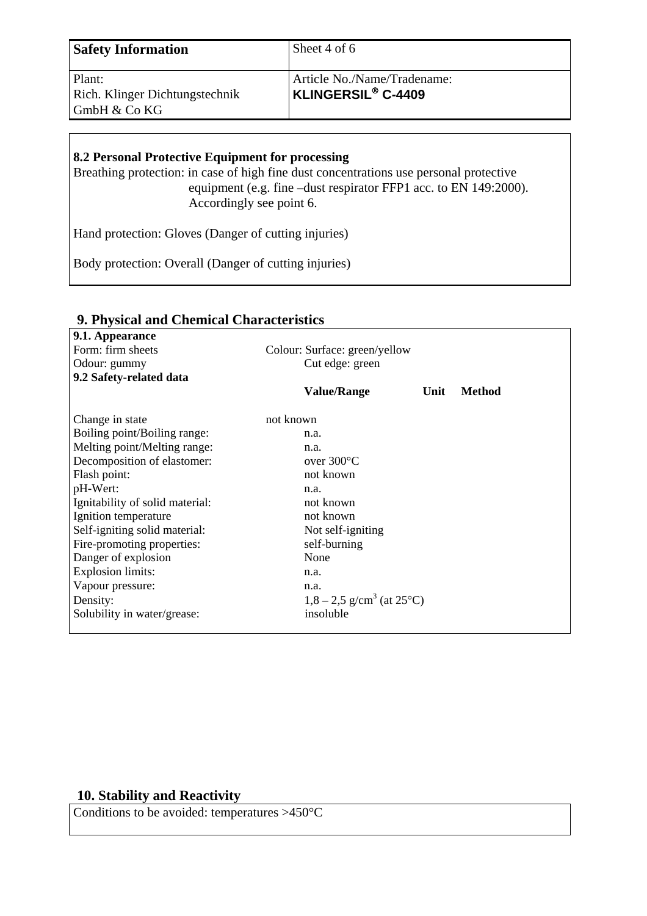| **Safety Information** | Sheet 4 of 6 |
| --- | --- |
| Plant: Rich. Klinger Dichtungstechnik GmbH & Co KG | Article No./Name/Tradename: **KLINGERSIL® C-4409** |

**8.2 Personal Protective Equipment for processing**

Breathing protection: in case of high fine dust concentrations use personal protective equipment (e.g. fine –dust respirator FFP1 acc. to EN 149:2000). Accordingly see point 6.

Hand protection: Gloves (Danger of cutting injuries)

Body protection: Overall (Danger of cutting injuries)

## 9. Physical and Chemical Characteristics

**9.1. Appearance**

Form: firm sheets — Colour: Surface: green/yellow

Odour: gummy — Cut edge: green

**9.2 Safety-related data**

| | **Value/Range** | **Unit** | **Method** |
| --- | --- | --- | --- |
| Change in state | not known | | |
| Boiling point/Boiling range: | n.a. | | |
| Melting point/Melting range: | n.a. | | |
| Decomposition of elastomer: | over 300°C | | |
| Flash point: | not known | | |
| pH-Wert: | n.a. | | |
| Ignitability of solid material: | not known | | |
| Ignition temperature | not known | | |
| Self-igniting solid material: | Not self-igniting | | |
| Fire-promoting properties: | self-burning | | |
| Danger of explosion | None | | |
| Explosion limits: | n.a. | | |
| Vapour pressure: | n.a. | | |
| Density: | 1,8 – 2,5 g/cm$^3$ (at 25°C) | | |
| Solubility in water/grease: | insoluble | | |

## 10. Stability and Reactivity

Conditions to be avoided: temperatures >450°C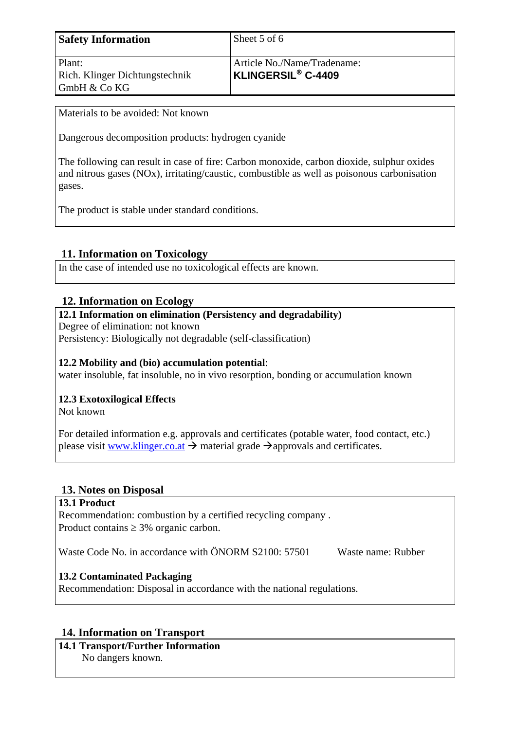| Safety Information | |
|---|---|
| Plant:<br>Rich. Klinger Dichtungstechnik GmbH & Co KG | Article No./Name/Tradename:<br>**KLINGERSIL® C-4409** |

Materials to be avoided: Not known

Dangerous decomposition products: hydrogen cyanide

The following can result in case of fire: Carbon monoxide, carbon dioxide, sulphur oxides and nitrous gases (NOx), irritating/caustic, combustible as well as poisonous carbonisation gases.

The product is stable under standard conditions.

## 11. Information on Toxicology

In the case of intended use no toxicological effects are known.

## 12. Information on Ecology

**12.1 Information on elimination (Persistency and degradability)**
Degree of elimination: not known
Persistency: Biologically not degradable (self-classification)

**12.2 Mobility and (bio) accumulation potential**:
water insoluble, fat insoluble, no in vivo resorption, bonding or accumulation known

**12.3 Exotoxilogical Effects**
Not known

For detailed information e.g. approvals and certificates (potable water, food contact, etc.) please visit www.klinger.co.at → material grade →approvals and certificates.

## 13. Notes on Disposal

**13.1 Product**
Recommendation: combustion by a certified recycling company .
Product contains ≥ 3% organic carbon.

Waste Code No. in accordance with ÖNORM S2100: 57501 Waste name: Rubber

**13.2 Contaminated Packaging**
Recommendation: Disposal in accordance with the national regulations.

## 14. Information on Transport

**14.1 Transport/Further Information**
No dangers known.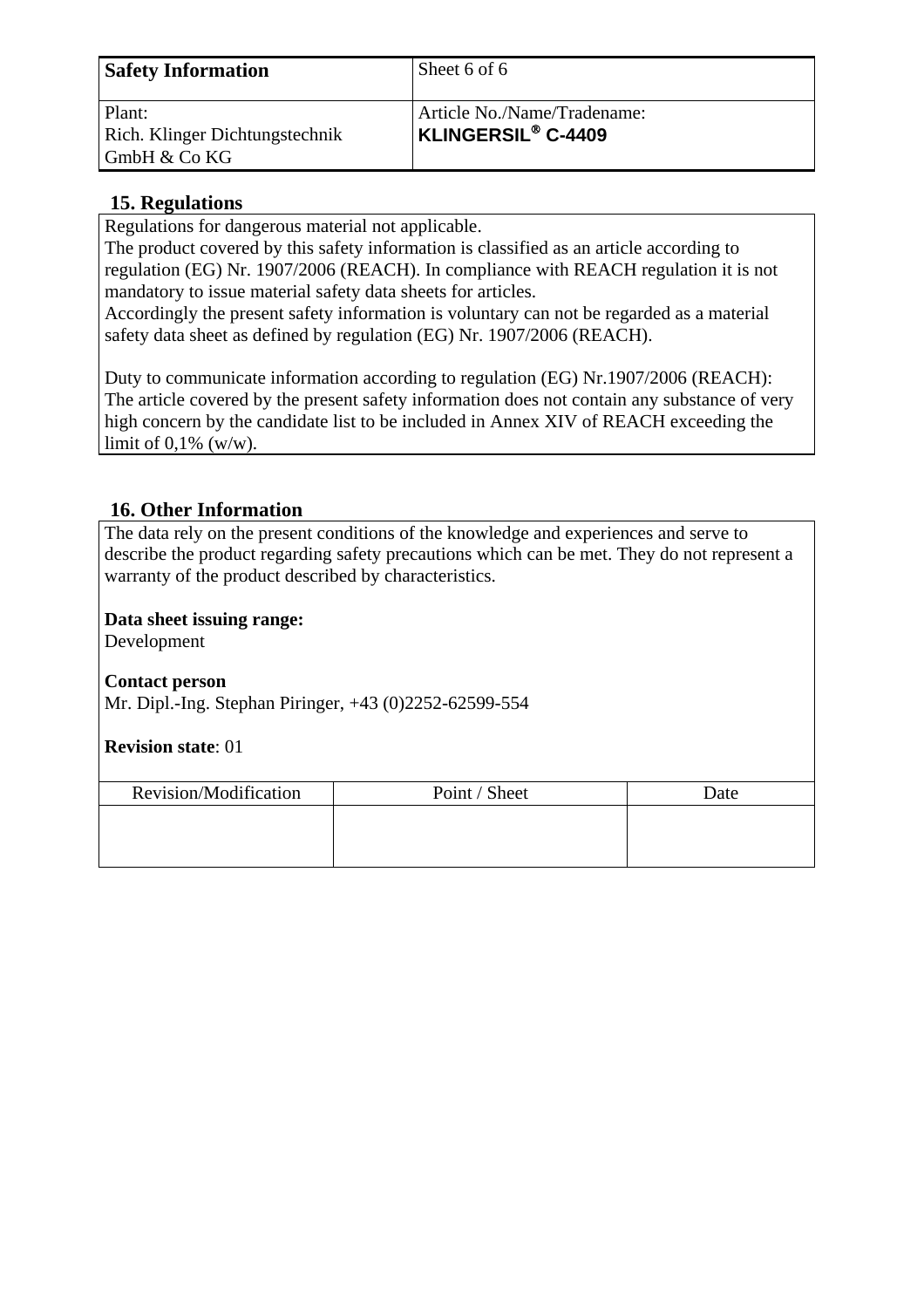| Safety Information | Sheet 6 of 6 |
|---|---|
| Plant:<br>Rich. Klinger Dichtungstechnik GmbH & Co KG | Article No./Name/Tradename:<br>**KLINGERSIL® C-4409** |

## 15. Regulations

Regulations for dangerous material not applicable.
The product covered by this safety information is classified as an article according to regulation (EG) Nr. 1907/2006 (REACH). In compliance with REACH regulation it is not mandatory to issue material safety data sheets for articles.
Accordingly the present safety information is voluntary can not be regarded as a material safety data sheet as defined by regulation (EG) Nr. 1907/2006 (REACH).

Duty to communicate information according to regulation (EG) Nr.1907/2006 (REACH):
The article covered by the present safety information does not contain any substance of very high concern by the candidate list to be included in Annex XIV of REACH exceeding the limit of 0,1% (w/w).

## 16. Other Information

The data rely on the present conditions of the knowledge and experiences and serve to describe the product regarding safety precautions which can be met. They do not represent a warranty of the product described by characteristics.

**Data sheet issuing range:**
Development

**Contact person**
Mr. Dipl.-Ing. Stephan Piringer, +43 (0)2252-62599-554

**Revision state**: 01

| Revision/Modification | Point / Sheet | Date |
|---|---|---|
| | | |